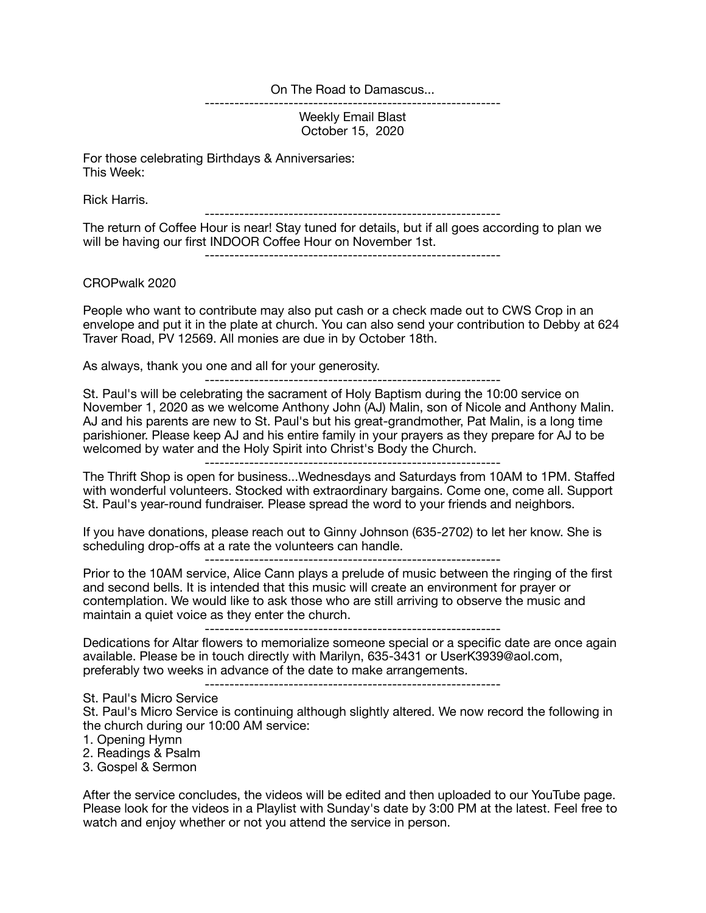On The Road to Damascus...

---

Weekly Email Blast
October 15, 2020

For those celebrating Birthdays & Anniversaries:
This Week:

Rick Harris.

---

The return of Coffee Hour is near! Stay tuned for details, but if all goes according to plan we will be having our first INDOOR Coffee Hour on November 1st.

---

CROPwalk 2020

People who want to contribute may also put cash or a check made out to CWS Crop in an envelope and put it in the plate at church. You can also send your contribution to Debby at 624 Traver Road, PV 12569. All monies are due in by October 18th.

As always, thank you one and all for your generosity.

---

St. Paul's will be celebrating the sacrament of Holy Baptism during the 10:00 service on November 1, 2020 as we welcome Anthony John (AJ) Malin, son of Nicole and Anthony Malin. AJ and his parents are new to St. Paul's but his great-grandmother, Pat Malin, is a long time parishioner. Please keep AJ and his entire family in your prayers as they prepare for AJ to be welcomed by water and the Holy Spirit into Christ's Body the Church.

---

The Thrift Shop is open for business...Wednesdays and Saturdays from 10AM to 1PM. Staffed with wonderful volunteers. Stocked with extraordinary bargains. Come one, come all. Support St. Paul's year-round fundraiser. Please spread the word to your friends and neighbors.

If you have donations, please reach out to Ginny Johnson (635-2702) to let her know. She is scheduling drop-offs at a rate the volunteers can handle.

---

Prior to the 10AM service, Alice Cann plays a prelude of music between the ringing of the first and second bells. It is intended that this music will create an environment for prayer or contemplation. We would like to ask those who are still arriving to observe the music and maintain a quiet voice as they enter the church.

---

Dedications for Altar flowers to memorialize someone special or a specific date are once again available. Please be in touch directly with Marilyn, 635-3431 or UserK3939@aol.com, preferably two weeks in advance of the date to make arrangements.

---

St. Paul's Micro Service
St. Paul's Micro Service is continuing although slightly altered. We now record the following in the church during our 10:00 AM service:

1. Opening Hymn
2. Readings & Psalm
3. Gospel & Sermon

After the service concludes, the videos will be edited and then uploaded to our YouTube page. Please look for the videos in a Playlist with Sunday's date by 3:00 PM at the latest. Feel free to watch and enjoy whether or not you attend the service in person.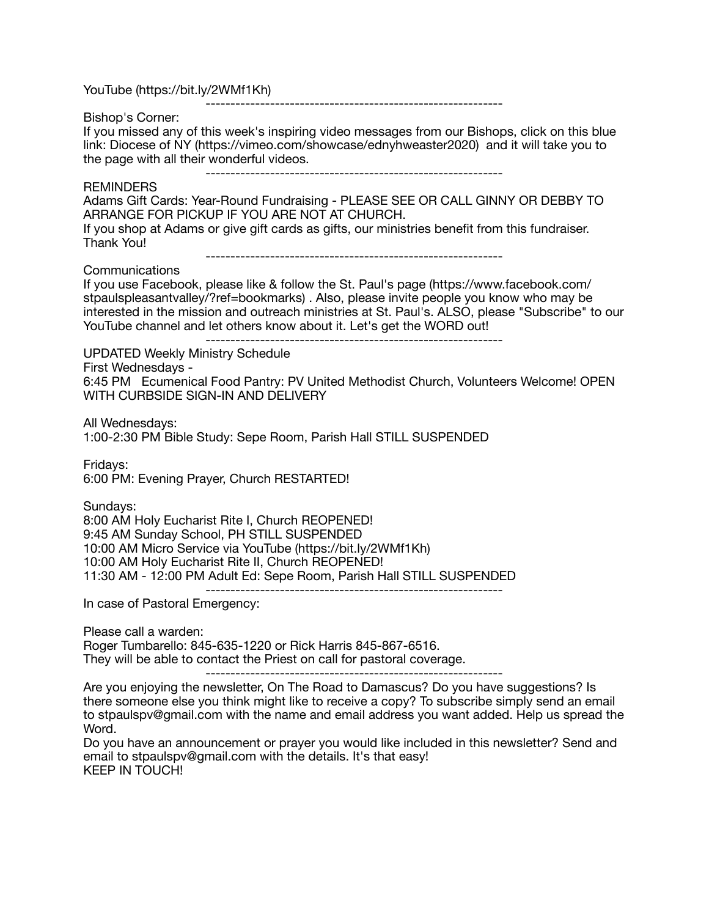YouTube (https://bit.ly/2WMf1Kh)

------------------------------------------------------------

Bishop's Corner:
If you missed any of this week's inspiring video messages from our Bishops, click on this blue link: Diocese of NY (https://vimeo.com/showcase/ednyhweaster2020) and it will take you to the page with all their wonderful videos.

------------------------------------------------------------

REMINDERS
Adams Gift Cards: Year-Round Fundraising - PLEASE SEE OR CALL GINNY OR DEBBY TO ARRANGE FOR PICKUP IF YOU ARE NOT AT CHURCH.
If you shop at Adams or give gift cards as gifts, our ministries benefit from this fundraiser. Thank You!

------------------------------------------------------------

Communications
If you use Facebook, please like & follow the St. Paul's page (https://www.facebook.com/stpaulspleasantvalley/?ref=bookmarks) . Also, please invite people you know who may be interested in the mission and outreach ministries at St. Paul's. ALSO, please "Subscribe" to our YouTube channel and let others know about it. Let's get the WORD out!

------------------------------------------------------------

UPDATED Weekly Ministry Schedule
First Wednesdays -
6:45 PM Ecumenical Food Pantry: PV United Methodist Church, Volunteers Welcome! OPEN WITH CURBSIDE SIGN-IN AND DELIVERY

All Wednesdays:
1:00-2:30 PM Bible Study: Sepe Room, Parish Hall STILL SUSPENDED

Fridays:
6:00 PM: Evening Prayer, Church RESTARTED!

Sundays:
8:00 AM Holy Eucharist Rite I, Church REOPENED!
9:45 AM Sunday School, PH STILL SUSPENDED
10:00 AM Micro Service via YouTube (https://bit.ly/2WMf1Kh)
10:00 AM Holy Eucharist Rite II, Church REOPENED!
11:30 AM - 12:00 PM Adult Ed: Sepe Room, Parish Hall STILL SUSPENDED

------------------------------------------------------------

In case of Pastoral Emergency:

Please call a warden:
Roger Tumbarello: 845-635-1220 or Rick Harris 845-867-6516.
They will be able to contact the Priest on call for pastoral coverage.

------------------------------------------------------------

Are you enjoying the newsletter, On The Road to Damascus? Do you have suggestions? Is there someone else you think might like to receive a copy? To subscribe simply send an email to stpaulspv@gmail.com with the name and email address you want added. Help us spread the Word.
Do you have an announcement or prayer you would like included in this newsletter? Send and email to stpaulspv@gmail.com with the details. It's that easy!
KEEP IN TOUCH!